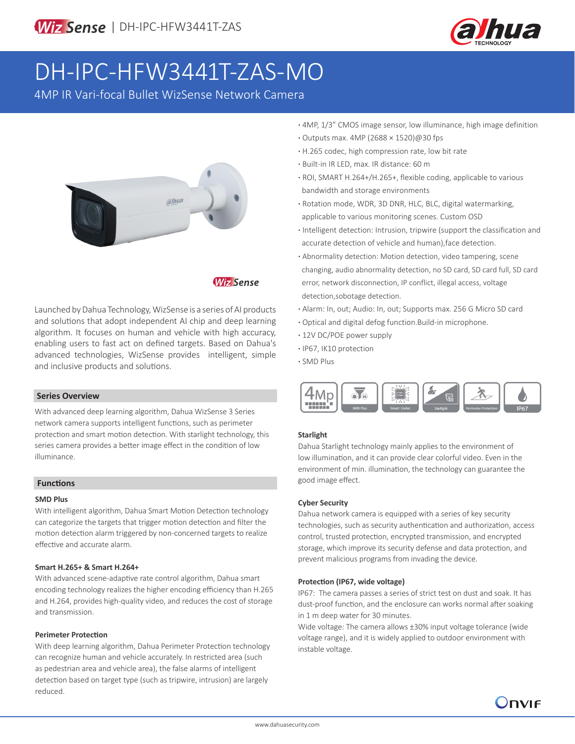WizSense | DH-IPC-HFW3441T-ZAS

# DH-IPC-HFW3441T-ZAS-MO

4MP IR Vari-focal Bullet WizSense Network Camera

- 4MP, 1/3" CMOS image sensor, low illuminance, high image definition
- Outputs max. 4MP (2688 × 1520)@30 fps
- H.265 codec, high compression rate, low bit rate
- Built-in IR LED, max. IR distance: 60 m
- ROI, SMART H.264+/H.265+, flexible coding, applicable to various bandwidth and storage environments
- Rotation mode, WDR, 3D DNR, HLC, BLC, digital watermarking, applicable to various monitoring scenes. Custom OSD
- Intelligent detection: Intrusion, tripwire (support the classification and accurate detection of vehicle and human),face detection.
- Abnormality detection: Motion detection, video tampering, scene changing, audio abnormality detection, no SD card, SD card full, SD card error, network disconnection, IP conflict, illegal access, voltage detection,sobotage detection.
- Alarm: In, out; Audio: In, out; Supports max. 256 G Micro SD card
- Optical and digital defog function.Build-in microphone.
- 12V DC/POE power supply
- IP67, IK10 protection
- SMD Plus

Launched by Dahua Technology, WizSense is a series of AI products and solutions that adopt independent AI chip and deep learning algorithm. It focuses on human and vehicle with high accuracy, enabling users to fast act on defined targets. Based on Dahua's advanced technologies, WizSense provides intelligent, simple and inclusive products and solutions.

## Series Overview

With advanced deep learning algorithm, Dahua WizSense 3 Series network camera supports intelligent functions, such as perimeter protection and smart motion detection. With starlight technology, this series camera provides a better image effect in the condition of low illuminance.

## Functions

### SMD Plus

With intelligent algorithm, Dahua Smart Motion Detection technology can categorize the targets that trigger motion detection and filter the motion detection alarm triggered by non-concerned targets to realize effective and accurate alarm.

### Smart H.265+ & Smart H.264+

With advanced scene-adaptive rate control algorithm, Dahua smart encoding technology realizes the higher encoding efficiency than H.265 and H.264, provides high-quality video, and reduces the cost of storage and transmission.

### Perimeter Protection

With deep learning algorithm, Dahua Perimeter Protection technology can recognize human and vehicle accurately. In restricted area (such as pedestrian area and vehicle area), the false alarms of intelligent detection based on target type (such as tripwire, intrusion) are largely reduced.

### Starlight

Dahua Starlight technology mainly applies to the environment of low illumination, and it can provide clear colorful video. Even in the environment of min. illumination, the technology can guarantee the good image effect.

### Cyber Security

Dahua network camera is equipped with a series of key security technologies, such as security authentication and authorization, access control, trusted protection, encrypted transmission, and encrypted storage, which improve its security defense and data protection, and prevent malicious programs from invading the device.

### Protection (IP67, wide voltage)

IP67: The camera passes a series of strict test on dust and soak. It has dust-proof function, and the enclosure can works normal after soaking in 1 m deep water for 30 minutes.

Wide voltage: The camera allows ±30% input voltage tolerance (wide voltage range), and it is widely applied to outdoor environment with instable voltage.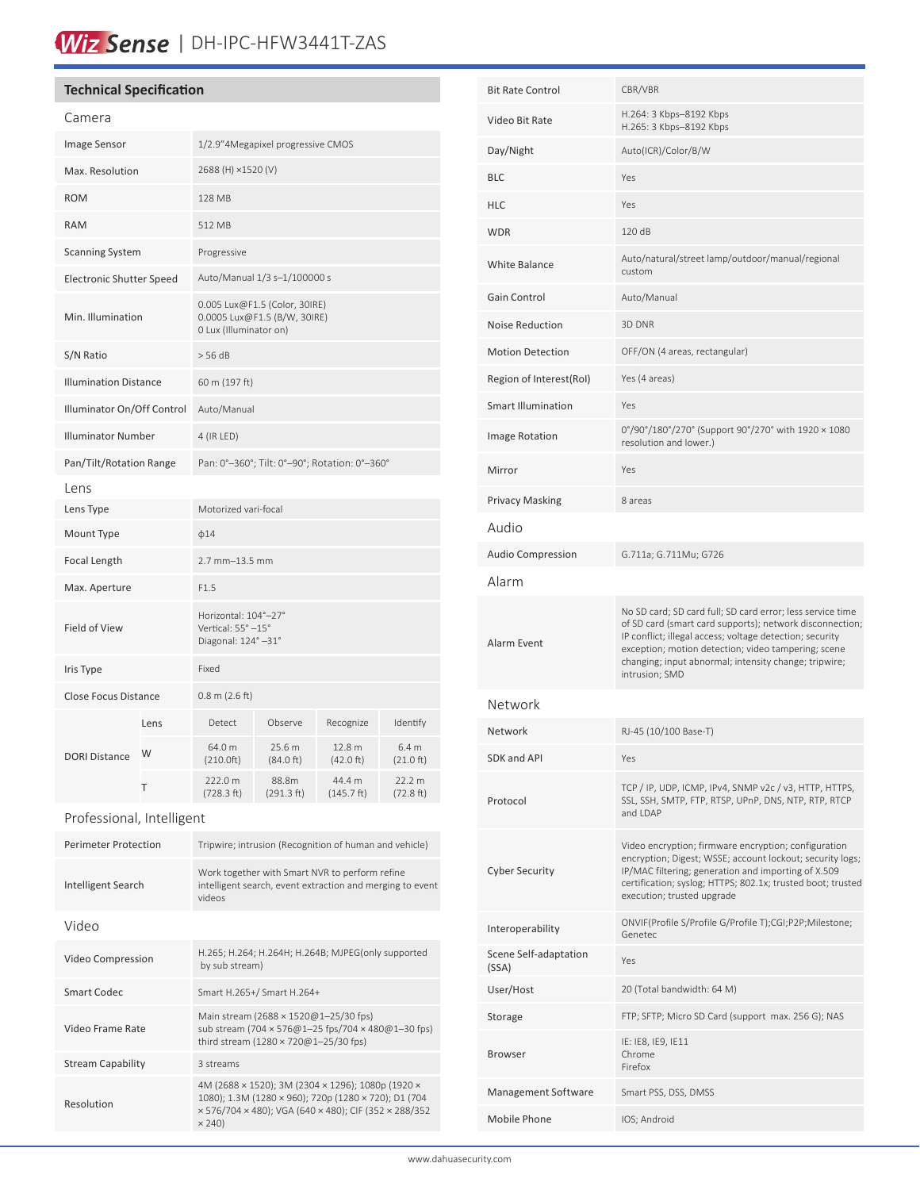## Technical Specification

### Camera

| | |
|---|---|
| Image Sensor | 1/2.9"4Megapixel progressive CMOS |
| Max. Resolution | 2688 (H) ×1520 (V) |
| ROM | 128 MB |
| RAM | 512 MB |
| Scanning System | Progressive |
| Electronic Shutter Speed | Auto/Manual 1/3 s–1/100000 s |
| Min. Illumination | 0.005 Lux@F1.5 (Color, 30IRE)<br>0.0005 Lux@F1.5 (B/W, 30IRE)<br>0 Lux (Illuminator on) |
| S/N Ratio | > 56 dB |
| Illumination Distance | 60 m (197 ft) |
| Illuminator On/Off Control | Auto/Manual |
| Illuminator Number | 4 (IR LED) |
| Pan/Tilt/Rotation Range | Pan: 0°–360°; Tilt: 0°–90°; Rotation: 0°–360° |

### Lens

| | |
|---|---|
| Lens Type | Motorized vari-focal |
| Mount Type | ϕ14 |
| Focal Length | 2.7 mm–13.5 mm |
| Max. Aperture | F1.5 |
| Field of View | Horizontal: 104°–27°<br>Vertical: 55° –15°<br>Diagonal: 124° –31° |
| Iris Type | Fixed |
| Close Focus Distance | 0.8 m (2.6 ft) |

| DORI Distance | Lens | Detect | Observe | Recognize | Identify |
|---|---|---|---|---|---|
| | W | 64.0 m (210.0ft) | 25.6 m (84.0 ft) | 12.8 m (42.0 ft) | 6.4 m (21.0 ft) |
| | T | 222.0 m (728.3 ft) | 88.8m (291.3 ft) | 44.4 m (145.7 ft) | 22.2 m (72.8 ft) |

### Professional, Intelligent

| | |
|---|---|
| Perimeter Protection | Tripwire; intrusion (Recognition of human and vehicle) |
| Intelligent Search | Work together with Smart NVR to perform refine intelligent search, event extraction and merging to event videos |

### Video

| | |
|---|---|
| Video Compression | H.265; H.264; H.264H; H.264B; MJPEG(only supported by sub stream) |
| Smart Codec | Smart H.265+/ Smart H.264+ |
| Video Frame Rate | Main stream (2688 × 1520@1–25/30 fps)<br>sub stream (704 × 576@1–25 fps/704 × 480@1–30 fps)<br>third stream (1280 × 720@1–25/30 fps) |
| Stream Capability | 3 streams |
| Resolution | 4M (2688 × 1520); 3M (2304 × 1296); 1080p (1920 × 1080); 1.3M (1280 × 960); 720p (1280 × 720); D1 (704 × 576/704 × 480); VGA (640 × 480); CIF (352 × 288/352 × 240) |
| Bit Rate Control | CBR/VBR |
| Video Bit Rate | H.264: 3 Kbps–8192 Kbps<br>H.265: 3 Kbps–8192 Kbps |
| Day/Night | Auto(ICR)/Color/B/W |
| BLC | Yes |
| HLC | Yes |
| WDR | 120 dB |
| White Balance | Auto/natural/street lamp/outdoor/manual/regional custom |
| Gain Control | Auto/Manual |
| Noise Reduction | 3D DNR |
| Motion Detection | OFF/ON (4 areas, rectangular) |
| Region of Interest(RoI) | Yes (4 areas) |
| Smart Illumination | Yes |
| Image Rotation | 0°/90°/180°/270° (Support 90°/270° with 1920 × 1080 resolution and lower.) |
| Mirror | Yes |
| Privacy Masking | 8 areas |

### Audio

| | |
|---|---|
| Audio Compression | G.711a; G.711Mu; G726 |

### Alarm

| | |
|---|---|
| Alarm Event | No SD card; SD card full; SD card error; less service time of SD card (smart card supports); network disconnection; IP conflict; illegal access; voltage detection; security exception; motion detection; video tampering; scene changing; input abnormal; intensity change; tripwire; intrusion; SMD |

### Network

| | |
|---|---|
| Network | RJ-45 (10/100 Base-T) |
| SDK and API | Yes |
| Protocol | TCP / IP, UDP, ICMP, IPv4, SNMP v2c / v3, HTTP, HTTPS, SSL, SSH, SMTP, FTP, RTSP, UPnP, DNS, NTP, RTP, RTCP and LDAP |
| Cyber Security | Video encryption; firmware encryption; configuration encryption; Digest; WSSE; account lockout; security logs; IP/MAC filtering; generation and importing of X.509 certification; syslog; HTTPS; 802.1x; trusted boot; trusted execution; trusted upgrade |
| Interoperability | ONVIF(Profile S/Profile G/Profile T);CGI;P2P;Milestone; Genetec |
| Scene Self-adaptation (SSA) | Yes |
| User/Host | 20 (Total bandwidth: 64 M) |
| Storage | FTP; SFTP; Micro SD Card (support max. 256 G); NAS |
| Browser | IE: IE8, IE9, IE11<br>Chrome<br>Firefox |
| Management Software | Smart PSS, DSS, DMSS |
| Mobile Phone | IOS; Android |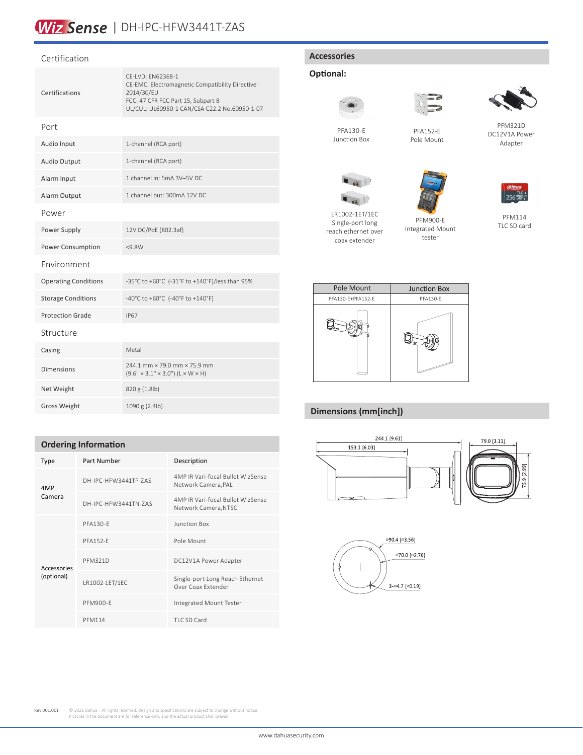## Certification

| | |
|---|---|
| Certifications | CE-LVD: EN62368-1<br>CE-EMC: Electromagnetic Compatibility Directive 2014/30/EU<br>FCC: 47 CFR FCC Part 15, Subpart B<br>UL/CUL: UL60950-1 CAN/CSA C22.2 No.60950-1-07 |

## Port

| | |
|---|---|
| Audio Input | 1-channel (RCA port) |
| Audio Output | 1-channel (RCA port) |
| Alarm Input | 1 channel in: 5mA 3V–5V DC |
| Alarm Output | 1 channel out: 300mA 12V DC |

## Power

| | |
|---|---|
| Power Supply | 12V DC/PoE (802.3af) |
| Power Consumption | <9.8W |

## Environment

| | |
|---|---|
| Operating Conditions | -35°C to +60°C (-31°F to +140°F)/less than 95% |
| Storage Conditions | -40°C to +60°C (-40°F to +140°F) |
| Protection Grade | IP67 |

## Structure

| | |
|---|---|
| Casing | Metal |
| Dimensions | 244.1 mm × 79.0 mm × 75.9 mm<br>(9.6" × 3.1" × 3.0") (L × W × H) |
| Net Weight | 820 g (1.8lb) |
| Gross Weight | 1090 g (2.4lb) |

## Ordering Information

| Type | Part Number | Description |
|---|---|---|
| 4MP Camera | DH-IPC-HFW3441TP-ZAS | 4MP IR Vari-focal Bullet WizSense Network Camera,PAL |
| | DH-IPC-HFW3441TN-ZAS | 4MP IR Vari-focal Bullet WizSense Network Camera,NTSC |
| Accessories (optional) | PFA130-E | Junction Box |
| | PFA152-E | Pole Mount |
| | PFM321D | DC12V1A Power Adapter |
| | LR1002-1ET/1EC | Single-port Long Reach Ethernet Over Coax Extender |
| | PFM900-E | Integrated Mount Tester |
| | PFM114 | TLC SD Card |

## Accessories

**Optional:**

PFA130-E
Junction Box

PFA152-E
Pole Mount

PFM321D
DC12V1A Power Adapter

LR1002-1ET/1EC
Single-port long reach ethernet over coax extender

PFM900-E
Integrated Mount tester

PFM114
TLC SD card

| Pole Mount | Junction Box |
|---|---|
| PFA130-E+PFA152-E | PFA130-E |

## Dimensions (mm[inch])

244.1 [9.61]
153.1 [6.03]
79.0 [3.11]
75.9 [2.99]
ø90.4 [ø3.56]
ø70.0 [ø2.76]
3-ø4.7 [ø0.19]

Rev 001.001 © 2021 Dahua . All rights reserved. Design and specifications are subject to change without notice.
Pictures in the document are for reference only, and the actual product shall prevail.

www.dahuasecurity.com